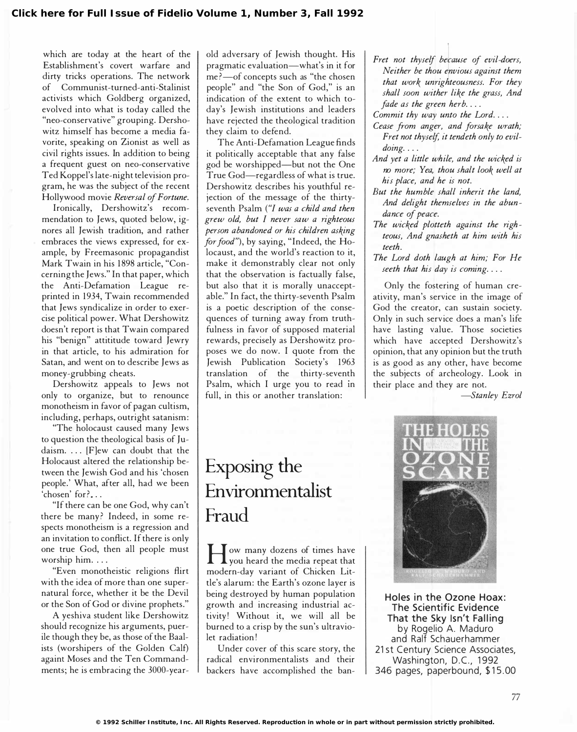which are today at the heart of the Establishment's covert warfare and dirty tricks operations. The network of Communist-turned-anti-Stalinist activists which Goldberg organized, evolved into what is today called the "neo-conservative" grouping. Dershowitz himself has become a media favorite, speaking on Zionist as well as civil rights issues. In addition to being a frequent guest on neo-conservative Ted Koppel's late-night television program, he was the subject of the recent Hollywood movie *Reversal of Fortune*.

Ironically, Dershowitz's recommendation to Jews, quoted below, ignores all Jewish tradition, and rather embraces the views expressed, for example, by Freemasonic propagandist Mark Twain in his 1898 article, "Concerning the Jews." In that paper, which the Anti-Defamation League reprinted in 1934, Twain recommended that Jews syndicalize in order to exercise political power. What Dershowitz doesn't report is that Twain compared his "benign" attititude toward Jewry in that article, to his admiration for Satan, and went on to describe Jews as money-grubbing cheats.

Dershowitz appeals to Jews not only to organize, but to renounce monotheism in favor of pagan cultism, including, perhaps, outright satanism:

"The holocaust caused many Jews to question the theological basis of Judaism. ... [F]ew can doubt that the Holocaust altered the relationship between the Jewish God and his 'chosen people.' What, after all, had we been 'chosen' for?...

"If there can be one God, why can't there be many? Indeed, in some respects monotheism is a regression and an invitation to conflict. If there is only one true God, then all people must worship him. ...

"Even monotheistic religions flirt with the idea of more than one supernatural force, whether it be the Devil or the Son of God or divine prophets."

A yeshiva student like Dershowitz should recognize his arguments, puerile though they be, as those of the Baalists (worshipers of the Golden Calf) againt Moses and the Ten Commandments; he is embracing the 3000-year-old adversary of Jewish thought. His pragmatic evaluation—what's in it for me?—of concepts such as "the chosen people" and "the Son of God," is an indication of the extent to which today's Jewish institutions and leaders have rejected the theological tradition they claim to defend.

The Anti-Defamation League finds it politically acceptable that any false god be worshipped—but not the One True God—regardless of what is true. Dershowitz describes his youthful rejection of the message of the thirty-seventh Psalm (*"I was a child and then grew old, but I never saw a righteous person abandoned or his children asking for food"*), by saying, "Indeed, the Holocaust, and the world's reaction to it, make it demonstrably clear not only that the observation is factually false, but also that it is morally unacceptable." In fact, the thirty-seventh Psalm is a poetic description of the consequences of turning away from truthfulness in favor of supposed material rewards, precisely as Dershowitz proposes we do now. I quote from the Jewish Publication Society's 1963 translation of the thirty-seventh Psalm, which I urge you to read in full, in this or another translation:

*Fret not thyself because of evil-doers, Neither be thou envious against them that work unrighteousness. For they shall soon wither like the grass, And fade as the green herb....*

*Commit thy way unto the Lord....*

*Cease from anger, and forsake wrath; Fret not thyself, it tendeth only to evil-doing....*

*And yet a little while, and the wicked is no more; Yea, thou shalt look well at his place, and he is not.*

*But the humble shall inherit the land, And delight themselves in the abundance of peace.*

*The wicked plotteth against the righteous, And gnasheth at him with his teeth.*

*The Lord doth laugh at him; For He seeth that his day is coming....*

Only the fostering of human creativity, man's service in the image of God the creator, can sustain society. Only in such service does a man's life have lasting value. Those societies which have accepted Dershowitz's opinion, that any opinion but the truth is as good as any other, have become the subjects of archeology. Look in their place and they are not.

—*Stanley Ezrol*

# Exposing the Environmentalist Fraud

How many dozens of times have you heard the media repeat that modern-day variant of Chicken Little's alarum: the Earth's ozone layer is being destroyed by human population growth and increasing industrial activity! Without it, we will all be burned to a crisp by the sun's ultraviolet radiation!

Under cover of this scare story, the radical environmentalists and their backers have accomplished the ban-

**Holes in the Ozone Hoax: The Scientific Evidence That the Sky Isn't Falling**
by Rogelio A. Maduro
and Ralf Schauerhammer
21st Century Science Associates,
Washington, D.C., 1992
346 pages, paperbound, $15.00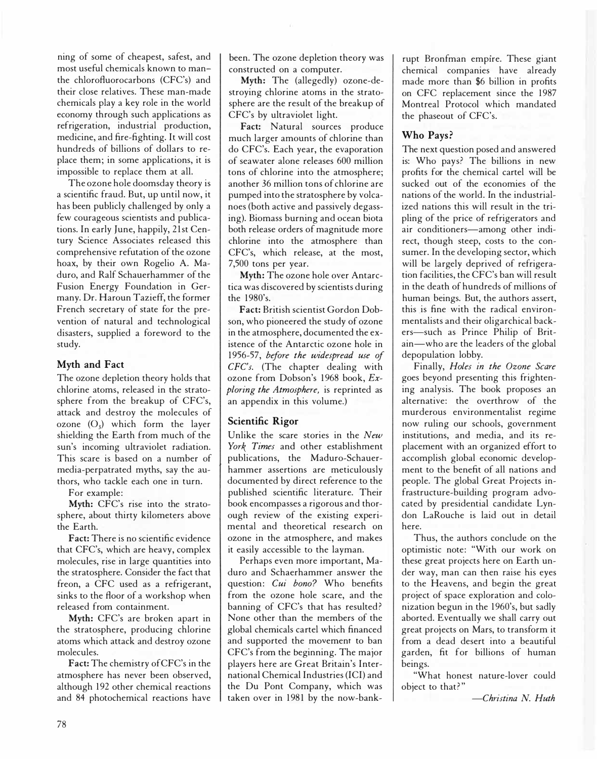ning of some of cheapest, safest, and most useful chemicals known to man–the chlorofluorocarbons (CFC's) and their close relatives. These man-made chemicals play a key role in the world economy through such applications as refrigeration, industrial production, medicine, and fire-fighting. It will cost hundreds of billions of dollars to replace them; in some applications, it is impossible to replace them at all.

The ozone hole doomsday theory is a scientific fraud. But, up until now, it has been publicly challenged by only a few courageous scientists and publications. In early June, happily, 21st Century Science Associates released this comprehensive refutation of the ozone hoax, by their own Rogelio A. Maduro, and Ralf Schauerhammer of the Fusion Energy Foundation in Germany. Dr. Haroun Tazieff, the former French secretary of state for the prevention of natural and technological disasters, supplied a foreword to the study.

## Myth and Fact

The ozone depletion theory holds that chlorine atoms, released in the stratosphere from the breakup of CFC's, attack and destroy the molecules of ozone ($O_3$) which form the layer shielding the Earth from much of the sun's incoming ultraviolet radiation. This scare is based on a number of media-perpatrated myths, say the authors, who tackle each one in turn.

For example:

**Myth:** CFC's rise into the stratosphere, about thirty kilometers above the Earth.

**Fact:** There is no scientific evidence that CFC's, which are heavy, complex molecules, rise in large quantities into the stratosphere. Consider the fact that freon, a CFC used as a refrigerant, sinks to the floor of a workshop when released from containment.

**Myth:** CFC's are broken apart in the stratosphere, producing chlorine atoms which attack and destroy ozone molecules.

**Fact:** The chemistry of CFC's in the atmosphere has never been observed, although 192 other chemical reactions and 84 photochemical reactions have been. The ozone depletion theory was constructed on a computer.

**Myth:** The (allegedly) ozone-destroying chlorine atoms in the stratosphere are the result of the breakup of CFC's by ultraviolet light.

**Fact:** Natural sources produce much larger amounts of chlorine than do CFC's. Each year, the evaporation of seawater alone releases 600 million tons of chlorine into the atmosphere; another 36 million tons of chlorine are pumped into the stratosphere by volcanoes (both active and passively degassing). Biomass burning and ocean biota both release orders of magnitude more chlorine into the atmosphere than CFC's, which release, at the most, 7,500 tons per year.

**Myth:** The ozone hole over Antarctica was discovered by scientists during the 1980's.

**Fact:** British scientist Gordon Dobson, who pioneered the study of ozone in the atmosphere, documented the existence of the Antarctic ozone hole in 1956-57, *before the widespread use of CFC's.* (The chapter dealing with ozone from Dobson's 1968 book, *Exploring the Atmosphere,* is reprinted as an appendix in this volume.)

## Scientific Rigor

Unlike the scare stories in the *New York Times* and other establishment publications, the Maduro-Schauerhammer assertions are meticulously documented by direct reference to the published scientific literature. Their book encompasses a rigorous and thorough review of the existing experimental and theoretical research on ozone in the atmosphere, and makes it easily accessible to the layman.

Perhaps even more important, Maduro and Schaerhammer answer the question: *Cui bono?* Who benefits from the ozone hole scare, and the banning of CFC's that has resulted? None other than the members of the global chemicals cartel which financed and supported the movement to ban CFC's from the beginning. The major players here are Great Britain's International Chemical Industries (ICI) and the Du Pont Company, which was taken over in 1981 by the now-bankrupt Bronfman empire. These giant chemical companies have already made more than $6 billion in profits on CFC replacement since the 1987 Montreal Protocol which mandated the phaseout of CFC's.

## Who Pays?

The next question posed and answered is: Who pays? The billions in new profits for the chemical cartel will be sucked out of the economies of the nations of the world. In the industrialized nations this will result in the tripling of the price of refrigerators and air conditioners—among other indirect, though steep, costs to the consumer. In the developing sector, which will be largely deprived of refrigeration facilities, the CFC's ban will result in the death of hundreds of millions of human beings. But, the authors assert, this is fine with the radical environmentalists and their oligarchical backers—such as Prince Philip of Britain—who are the leaders of the global depopulation lobby.

Finally, *Holes in the Ozone Scare* goes beyond presenting this frightening analysis. The book proposes an alternative: the overthrow of the murderous environmentalist regime now ruling our schools, government institutions, and media, and its replacement with an organized effort to accomplish global economic development to the benefit of all nations and people. The global Great Projects infrastructure-building program advocated by presidential candidate Lyndon LaRouche is laid out in detail here.

Thus, the authors conclude on the optimistic note: "With our work on these great projects here on Earth under way, man can then raise his eyes to the Heavens, and begin the great project of space exploration and colonization begun in the 1960's, but sadly aborted. Eventually we shall carry out great projects on Mars, to transform it from a dead desert into a beautiful garden, fit for billions of human beings.

"What honest nature-lover could object to that?"

*—Christina N. Huth*